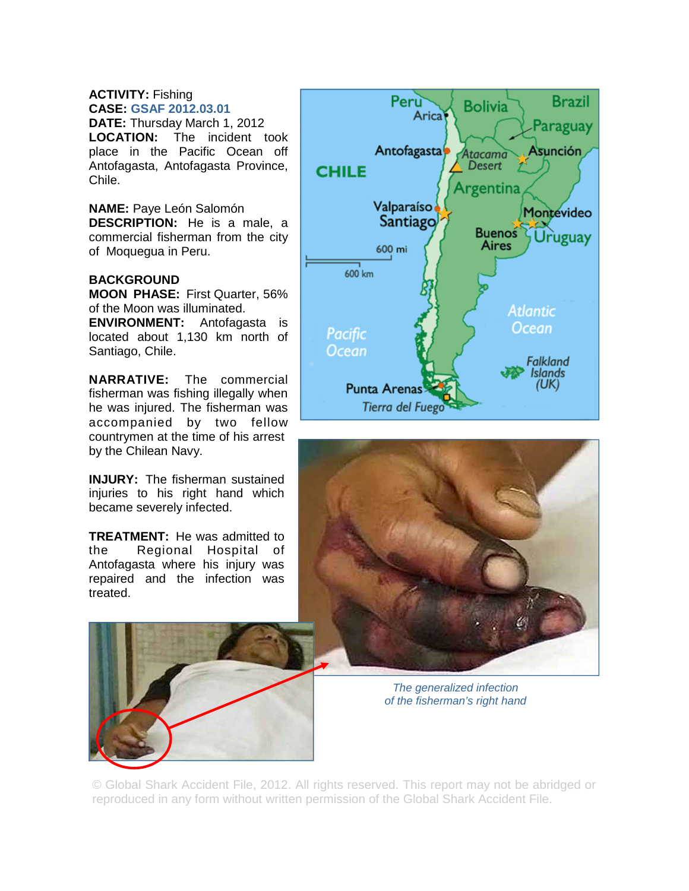**ACTIVITY:** Fishing
**CASE:** GSAF 2012.03.01
**DATE:** Thursday March 1, 2012
**LOCATION:** The incident took place in the Pacific Ocean off Antofagasta, Antofagasta Province, Chile.

**NAME:** Paye León Salomón
**DESCRIPTION:** He is a male, a commercial fisherman from the city of Moquegua in Peru.

**BACKGROUND**
**MOON PHASE:** First Quarter, 56% of the Moon was illuminated.
**ENVIRONMENT:** Antofagasta is located about 1,130 km north of Santiago, Chile.

**NARRATIVE:** The commercial fisherman was fishing illegally when he was injured. The fisherman was accompanied by two fellow countrymen at the time of his arrest by the Chilean Navy.

**INJURY:** The fisherman sustained injuries to his right hand which became severely infected.

**TREATMENT:** He was admitted to the Regional Hospital of Antofagasta where his injury was repaired and the infection was treated.

*The generalized infection of the fisherman's right hand*

© Global Shark Accident File, 2012. All rights reserved. This report may not be abridged or reproduced in any form without written permission of the Global Shark Accident File.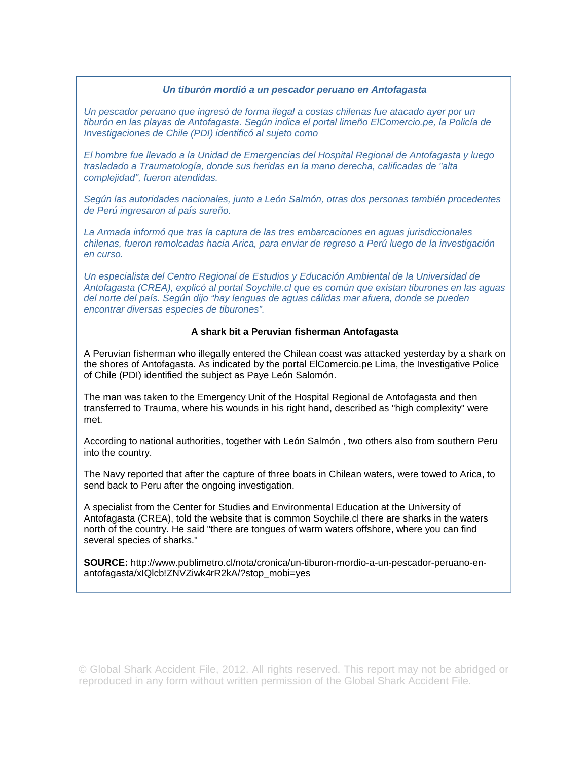***Un tiburón mordió a un pescador peruano en Antofagasta***

*Un pescador peruano que ingresó de forma ilegal a costas chilenas fue atacado ayer por un tiburón en las playas de Antofagasta. Según indica el portal limeño ElComercio.pe, la Policía de Investigaciones de Chile (PDI) identificó al sujeto como*

*El hombre fue llevado a la Unidad de Emergencias del Hospital Regional de Antofagasta y luego trasladado a Traumatología, donde sus heridas en la mano derecha, calificadas de "alta complejidad", fueron atendidas.*

*Según las autoridades nacionales, junto a León Salmón, otras dos personas también procedentes de Perú ingresaron al país sureño.*

*La Armada informó que tras la captura de las tres embarcaciones en aguas jurisdiccionales chilenas, fueron remolcadas hacia Arica, para enviar de regreso a Perú luego de la investigación en curso.*

*Un especialista del Centro Regional de Estudios y Educación Ambiental de la Universidad de Antofagasta (CREA), explicó al portal Soychile.cl que es común que existan tiburones en las aguas del norte del país. Según dijo "hay lenguas de aguas cálidas mar afuera, donde se pueden encontrar diversas especies de tiburones".*

**A shark bit a Peruvian fisherman Antofagasta**

A Peruvian fisherman who illegally entered the Chilean coast was attacked yesterday by a shark on the shores of Antofagasta. As indicated by the portal ElComercio.pe Lima, the Investigative Police of Chile (PDI) identified the subject as Paye León Salomón.

The man was taken to the Emergency Unit of the Hospital Regional de Antofagasta and then transferred to Trauma, where his wounds in his right hand, described as "high complexity" were met.

According to national authorities, together with León Salmón , two others also from southern Peru into the country.

The Navy reported that after the capture of three boats in Chilean waters, were towed to Arica, to send back to Peru after the ongoing investigation.

A specialist from the Center for Studies and Environmental Education at the University of Antofagasta (CREA), told the website that is common Soychile.cl there are sharks in the waters north of the country. He said "there are tongues of warm waters offshore, where you can find several species of sharks."

**SOURCE:** http://www.publimetro.cl/nota/cronica/un-tiburon-mordio-a-un-pescador-peruano-en-antofagasta/xIQlcb!ZNVZiwk4rR2kA/?stop_mobi=yes

© Global Shark Accident File, 2012. All rights reserved. This report may not be abridged or reproduced in any form without written permission of the Global Shark Accident File.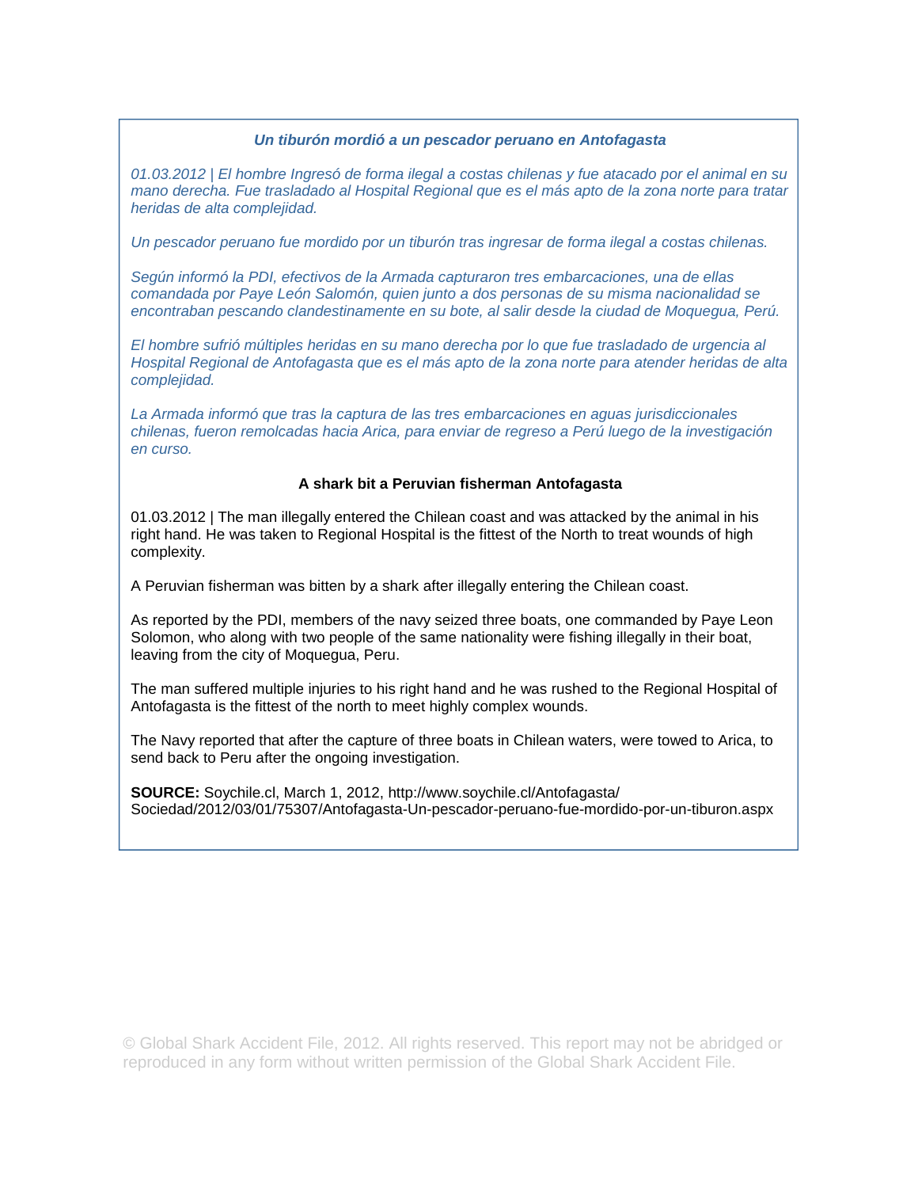***Un tiburón mordió a un pescador peruano en Antofagasta***

*01.03.2012 | El hombre Ingresó de forma ilegal a costas chilenas y fue atacado por el animal en su mano derecha. Fue trasladado al Hospital Regional que es el más apto de la zona norte para tratar heridas de alta complejidad.*

*Un pescador peruano fue mordido por un tiburón tras ingresar de forma ilegal a costas chilenas.*

*Según informó la PDI, efectivos de la Armada capturaron tres embarcaciones, una de ellas comandada por Paye León Salomón, quien junto a dos personas de su misma nacionalidad se encontraban pescando clandestinamente en su bote, al salir desde la ciudad de Moquegua, Perú.*

*El hombre sufrió múltiples heridas en su mano derecha por lo que fue trasladado de urgencia al Hospital Regional de Antofagasta que es el más apto de la zona norte para atender heridas de alta complejidad.*

*La Armada informó que tras la captura de las tres embarcaciones en aguas jurisdiccionales chilenas, fueron remolcadas hacia Arica, para enviar de regreso a Perú luego de la investigación en curso.*

**A shark bit a Peruvian fisherman Antofagasta**

01.03.2012 | The man illegally entered the Chilean coast and was attacked by the animal in his right hand. He was taken to Regional Hospital is the fittest of the North to treat wounds of high complexity.

A Peruvian fisherman was bitten by a shark after illegally entering the Chilean coast.

As reported by the PDI, members of the navy seized three boats, one commanded by Paye Leon Solomon, who along with two people of the same nationality were fishing illegally in their boat, leaving from the city of Moquegua, Peru.

The man suffered multiple injuries to his right hand and he was rushed to the Regional Hospital of Antofagasta is the fittest of the north to meet highly complex wounds.

The Navy reported that after the capture of three boats in Chilean waters, were towed to Arica, to send back to Peru after the ongoing investigation.

**SOURCE:** Soychile.cl, March 1, 2012, http://www.soychile.cl/Antofagasta/Sociedad/2012/03/01/75307/Antofagasta-Un-pescador-peruano-fue-mordido-por-un-tiburon.aspx

© Global Shark Accident File, 2012. All rights reserved. This report may not be abridged or reproduced in any form without written permission of the Global Shark Accident File.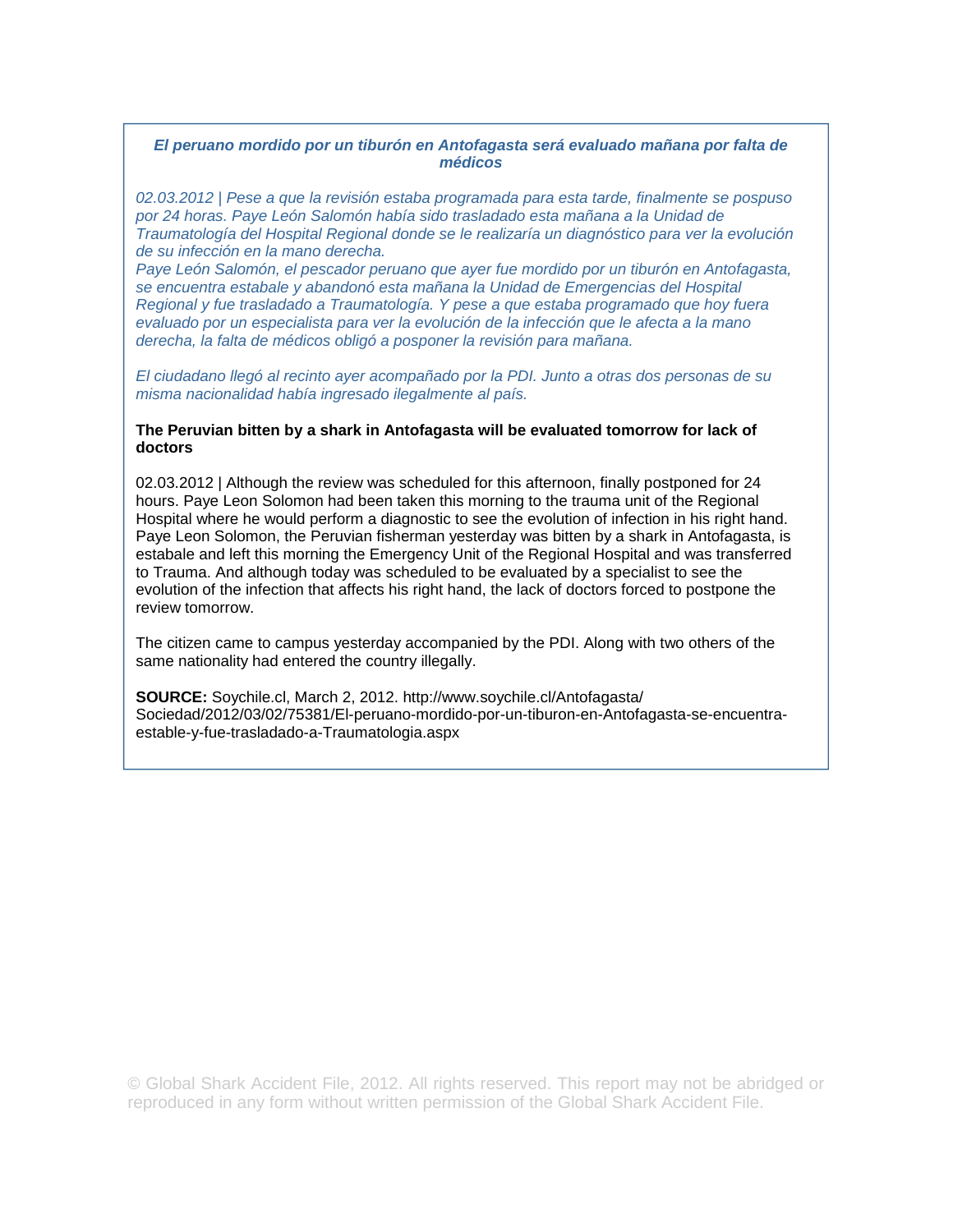***El peruano mordido por un tiburón en Antofagasta será evaluado mañana por falta de médicos***

*02.03.2012 | Pese a que la revisión estaba programada para esta tarde, finalmente se pospuso por 24 horas. Paye León Salomón había sido trasladado esta mañana a la Unidad de Traumatología del Hospital Regional donde se le realizaría un diagnóstico para ver la evolución de su infección en la mano derecha.*
*Paye León Salomón, el pescador peruano que ayer fue mordido por un tiburón en Antofagasta, se encuentra estabale y abandonó esta mañana la Unidad de Emergencias del Hospital Regional y fue trasladado a Traumatología. Y pese a que estaba programado que hoy fuera evaluado por un especialista para ver la evolución de la infección que le afecta a la mano derecha, la falta de médicos obligó a posponer la revisión para mañana.*

*El ciudadano llegó al recinto ayer acompañado por la PDI. Junto a otras dos personas de su misma nacionalidad había ingresado ilegalmente al país.*

**The Peruvian bitten by a shark in Antofagasta will be evaluated tomorrow for lack of doctors**

02.03.2012 | Although the review was scheduled for this afternoon, finally postponed for 24 hours. Paye Leon Solomon had been taken this morning to the trauma unit of the Regional Hospital where he would perform a diagnostic to see the evolution of infection in his right hand. Paye Leon Solomon, the Peruvian fisherman yesterday was bitten by a shark in Antofagasta, is estabale and left this morning the Emergency Unit of the Regional Hospital and was transferred to Trauma. And although today was scheduled to be evaluated by a specialist to see the evolution of the infection that affects his right hand, the lack of doctors forced to postpone the review tomorrow.

The citizen came to campus yesterday accompanied by the PDI. Along with two others of the same nationality had entered the country illegally.

**SOURCE:** Soychile.cl, March 2, 2012. http://www.soychile.cl/Antofagasta/Sociedad/2012/03/02/75381/El-peruano-mordido-por-un-tiburon-en-Antofagasta-se-encuentra-estable-y-fue-trasladado-a-Traumatologia.aspx

© Global Shark Accident File, 2012. All rights reserved. This report may not be abridged or reproduced in any form without written permission of the Global Shark Accident File.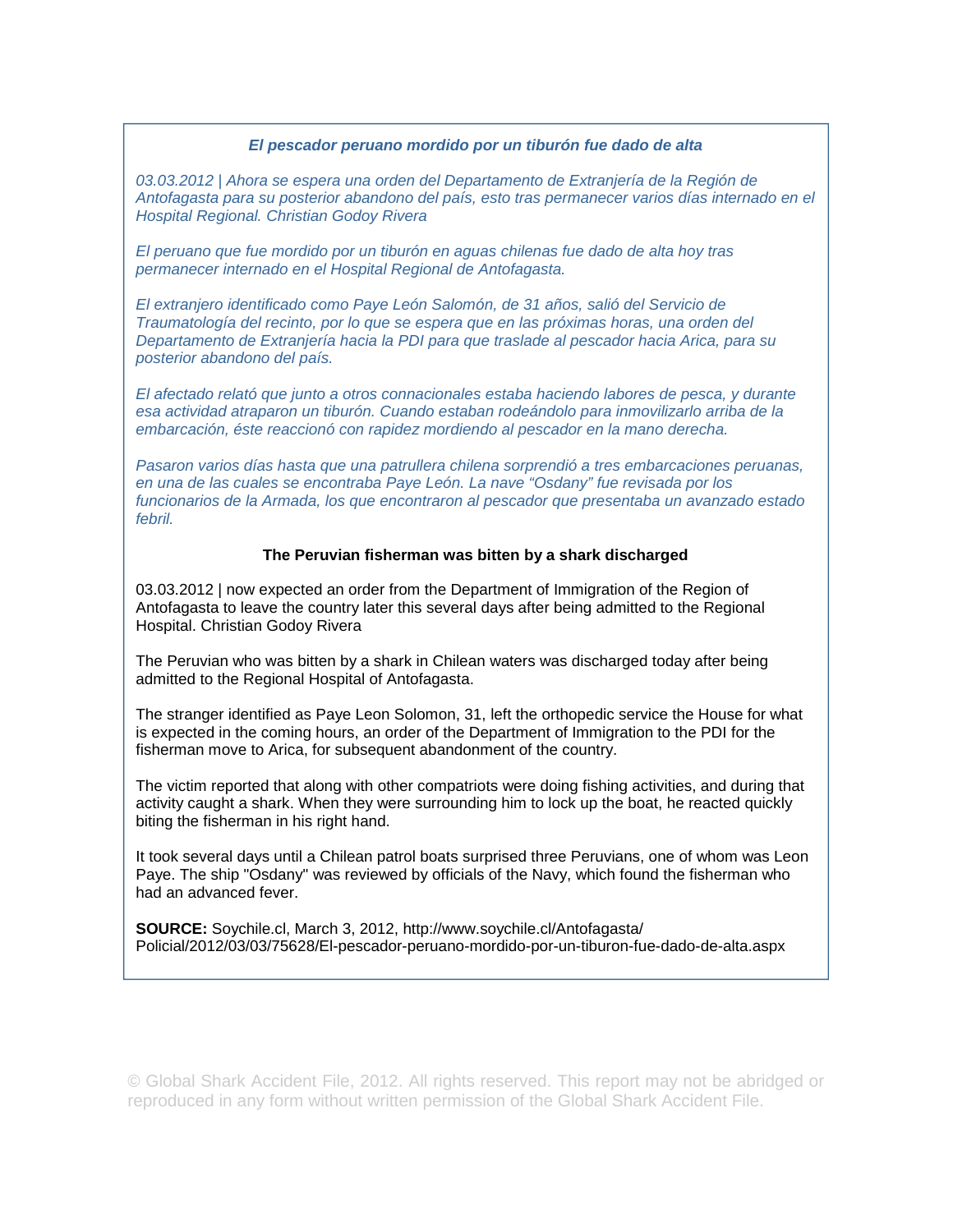***El pescador peruano mordido por un tiburón fue dado de alta***

*03.03.2012 | Ahora se espera una orden del Departamento de Extranjería de la Región de Antofagasta para su posterior abandono del país, esto tras permanecer varios días internado en el Hospital Regional. Christian Godoy Rivera*

*El peruano que fue mordido por un tiburón en aguas chilenas fue dado de alta hoy tras permanecer internado en el Hospital Regional de Antofagasta.*

*El extranjero identificado como Paye León Salomón, de 31 años, salió del Servicio de Traumatología del recinto, por lo que se espera que en las próximas horas, una orden del Departamento de Extranjería hacia la PDI para que traslade al pescador hacia Arica, para su posterior abandono del país.*

*El afectado relató que junto a otros connacionales estaba haciendo labores de pesca, y durante esa actividad atraparon un tiburón. Cuando estaban rodeándolo para inmovilizarlo arriba de la embarcación, éste reaccionó con rapidez mordiendo al pescador en la mano derecha.*

*Pasaron varios días hasta que una patrullera chilena sorprendió a tres embarcaciones peruanas, en una de las cuales se encontraba Paye León. La nave "Osdany" fue revisada por los funcionarios de la Armada, los que encontraron al pescador que presentaba un avanzado estado febril.*

**The Peruvian fisherman was bitten by a shark discharged**

03.03.2012 | now expected an order from the Department of Immigration of the Region of Antofagasta to leave the country later this several days after being admitted to the Regional Hospital. Christian Godoy Rivera

The Peruvian who was bitten by a shark in Chilean waters was discharged today after being admitted to the Regional Hospital of Antofagasta.

The stranger identified as Paye Leon Solomon, 31, left the orthopedic service the House for what is expected in the coming hours, an order of the Department of Immigration to the PDI for the fisherman move to Arica, for subsequent abandonment of the country.

The victim reported that along with other compatriots were doing fishing activities, and during that activity caught a shark. When they were surrounding him to lock up the boat, he reacted quickly biting the fisherman in his right hand.

It took several days until a Chilean patrol boats surprised three Peruvians, one of whom was Leon Paye. The ship "Osdany" was reviewed by officials of the Navy, which found the fisherman who had an advanced fever.

**SOURCE:** Soychile.cl, March 3, 2012, http://www.soychile.cl/Antofagasta/Policial/2012/03/03/75628/El-pescador-peruano-mordido-por-un-tiburon-fue-dado-de-alta.aspx

© Global Shark Accident File, 2012. All rights reserved. This report may not be abridged or reproduced in any form without written permission of the Global Shark Accident File.